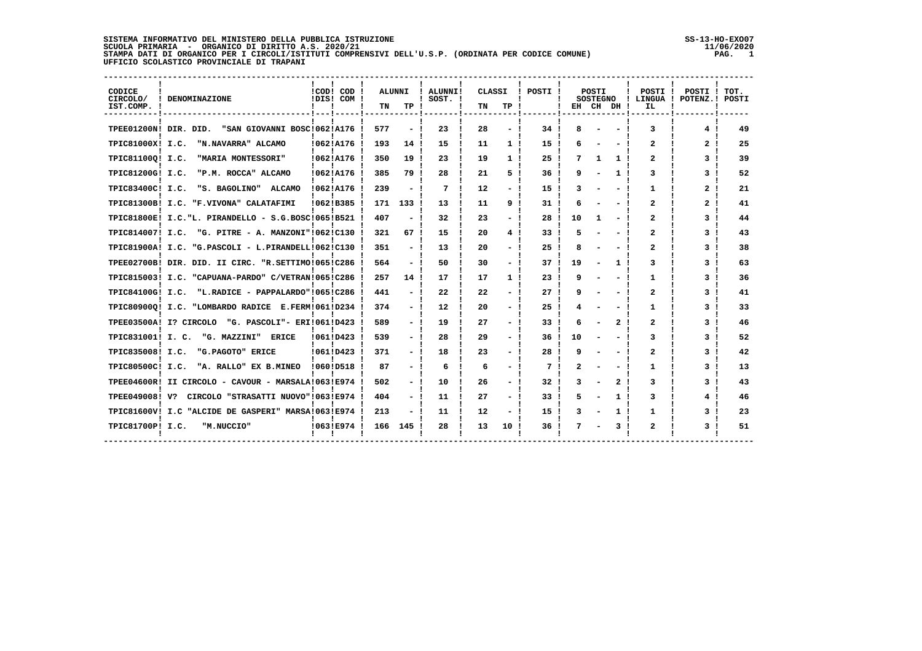**SISTEMA INFORMATIVO DEL MINISTERO DELLA PUBBLICA ISTRUZIONE**
**SCUOLA PRIMARIA - ORGANICO DI DIRITTO A.S. 2020/21**
**STAMPA DATI DI ORGANICO PER I CIRCOLI/ISTITUTI COMPRENSIVI DELL'U.S.P. (ORDINATA PER CODICE COMUNE)**
**UFFICIO SCOLASTICO PROVINCIALE DI TRAPANI**

SS-13-HO-EXO07
11/06/2020

| CODICE CIRCOLO/ IST.COMP. | DENOMINAZIONE | COD DIS | COD COM | ALUNNI TN | ALUNNI TP | ALUNNI SOST. | CLASSI TN | CLASSI TP | POSTI | POSTI SOSTEGNO EH | CH | DH | POSTI LINGUA IL | POSTI POTENZ. | TOT. POSTI |
|---|---|---|---|---|---|---|---|---|---|---|---|---|---|---|---|
| TPEE01200N | DIR. DID. "SAN GIOVANNI BOSC | 062 | A176 | 577 | - | 23 | 28 | - | 34 | 8 | - | - | 3 | 4 | 49 |
| TPIC81000X | I.C. "N.NAVARRA" ALCAMO | 062 | A176 | 193 | 14 | 15 | 11 | 1 | 15 | 6 | - | - | 2 | 2 | 25 |
| TPIC81100Q | I.C. "MARIA MONTESSORI" | 062 | A176 | 350 | 19 | 23 | 19 | 1 | 25 | 7 | 1 | 1 | 2 | 3 | 39 |
| TPIC81200G | I.C. "P.M. ROCCA" ALCAMO | 062 | A176 | 385 | 79 | 28 | 21 | 5 | 36 | 9 | - | 1 | 3 | 3 | 52 |
| TPIC83400C | I.C. "S. BAGOLINO" ALCAMO | 062 | A176 | 239 | - | 7 | 12 | - | 15 | 3 | - | - | 1 | 2 | 21 |
| TPIC81300B | I.C. "F.VIVONA" CALATAFIMI | 062 | B385 | 171 | 133 | 13 | 11 | 9 | 31 | 6 | - | - | 2 | 2 | 41 |
| TPIC81800E | I.C."L. PIRANDELLO - S.G.BOSC | 065 | B521 | 407 | - | 32 | 23 | - | 28 | 10 | 1 | - | 2 | 3 | 44 |
| TPIC814007 | I.C. "G. PITRE - A. MANZONI" | 062 | C130 | 321 | 67 | 15 | 20 | 4 | 33 | 5 | - | - | 2 | 3 | 43 |
| TPIC81900A | I.C. "G.PASCOLI - L.PIRANDELL | 062 | C130 | 351 | - | 13 | 20 | - | 25 | 8 | - | - | 2 | 3 | 38 |
| TPEE02700B | DIR. DID. II CIRC. "R.SETTIMO | 065 | C286 | 564 | - | 50 | 30 | - | 37 | 19 | - | 1 | 3 | 3 | 63 |
| TPIC815003 | I.C. "CAPUANA-PARDO" C/VETRAN | 065 | C286 | 257 | 14 | 17 | 17 | 1 | 23 | 9 | - | - | 1 | 3 | 36 |
| TPIC84100G | I.C. "L.RADICE - PAPPALARDO" | 065 | C286 | 441 | - | 22 | 22 | - | 27 | 9 | - | - | 2 | 3 | 41 |
| TPIC80900Q | I.C. "LOMBARDO RADICE E.FERM | 061 | D234 | 374 | - | 12 | 20 | - | 25 | 4 | - | - | 1 | 3 | 33 |
| TPEE03500A | I? CIRCOLO "G. PASCOLI"- ERI | 061 | D423 | 589 | - | 19 | 27 | - | 33 | 6 | - | 2 | 2 | 3 | 46 |
| TPIC831001 | I. C. "G. MAZZINI" ERICE | 061 | D423 | 539 | - | 28 | 29 | - | 36 | 10 | - | - | 3 | 3 | 52 |
| TPIC835008 | I.C. "G.PAGOTO" ERICE | 061 | D423 | 371 | - | 18 | 23 | - | 28 | 9 | - | - | 2 | 3 | 42 |
| TPIC80500C | I.C. "A. RALLO" EX B.MINEO | 060 | D518 | 87 | - | 6 | 6 | - | 7 | 2 | - | - | 1 | 3 | 13 |
| TPEE04600R | II CIRCOLO - CAVOUR - MARSALA | 063 | E974 | 502 | - | 10 | 26 | - | 32 | 3 | - | 2 | 3 | 3 | 43 |
| TPEE049008 | V? CIRCOLO "STRASATTI NUOVO" | 063 | E974 | 404 | - | 11 | 27 | - | 33 | 5 | - | 1 | 3 | 4 | 46 |
| TPIC81600V | I.C "ALCIDE DE GASPERI" MARSA | 063 | E974 | 213 | - | 11 | 12 | - | 15 | 3 | - | 1 | 1 | 3 | 23 |
| TPIC81700P | I.C. "M.NUCCIO" | 063 | E974 | 166 | 145 | 28 | 13 | 10 | 36 | 7 | - | 3 | 2 | 3 | 51 |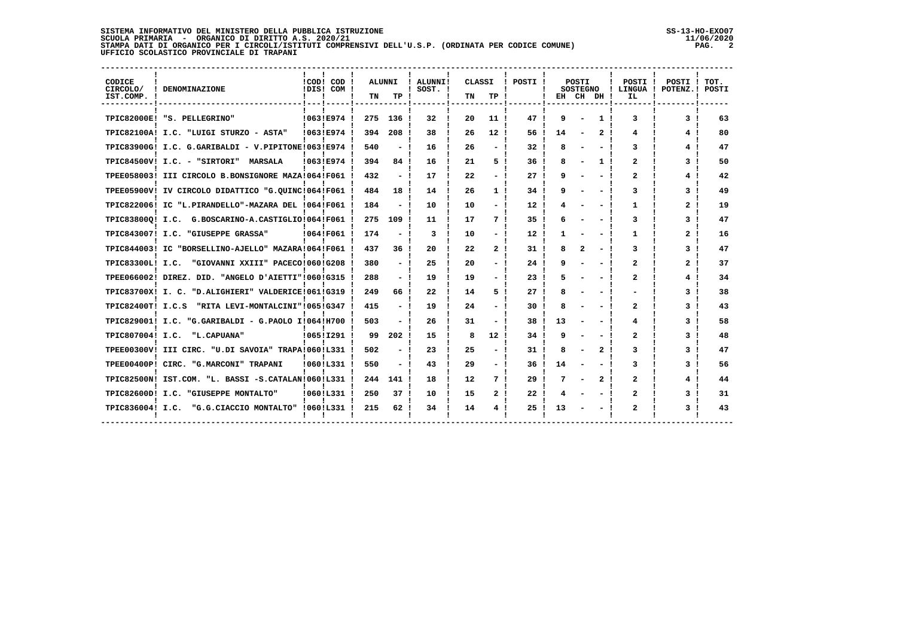SISTEMA INFORMATIVO DEL MINISTERO DELLA PUBBLICA ISTRUZIONE
SCUOLA PRIMARIA - ORGANICO DI DIRITTO A.S. 2020/21
STAMPA DATI DI ORGANICO PER I CIRCOLI/ISTITUTI COMPRENSIVI DELL'U.S.P. (ORDINATA PER CODICE COMUNE)
UFFICIO SCOLASTICO PROVINCIALE DI TRAPANI

SS-13-HO-EXO07
11/06/2020

| CODICE CIRCOLO/ IST.COMP. | DENOMINAZIONE | COD DIS | COD COM | ALUNNI TN | ALUNNI TP | ALUNNI SOST. | CLASSI TN | CLASSI TP | POSTI | POSTI SOSTEGNO EH | POSTI SOSTEGNO CH | POSTI SOSTEGNO DH | POSTI LINGUA IL | POSTI POTENZ. | TOT. POSTI |
|---|---|---|---|---|---|---|---|---|---|---|---|---|---|---|---|
| TPIC82000E | "S. PELLEGRINO" | 063 | E974 | 275 | 136 | 32 | 20 | 11 | 47 | 9 | - | 1 | 3 | 3 | 63 |
| TPIC82100A | I.C. "LUIGI STURZO - ASTA" | 063 | E974 | 394 | 208 | 38 | 26 | 12 | 56 | 14 | - | 2 | 4 | 4 | 80 |
| TPIC83900G | I.C. G.GARIBALDI - V.PIPITONE | 063 | E974 | 540 | - | 16 | 26 | - | 32 | 8 | - | - | 3 | 4 | 47 |
| TPIC84500V | I.C. - "SIRTORI" MARSALA | 063 | E974 | 394 | 84 | 16 | 21 | 5 | 36 | 8 | - | 1 | 2 | 3 | 50 |
| TPEE058003 | III CIRCOLO B.BONSIGNORE MAZA | 064 | F061 | 432 | - | 17 | 22 | - | 27 | 9 | - | - | 2 | 4 | 42 |
| TPEE05900V | IV CIRCOLO DIDATTICO "G.QUINC | 064 | F061 | 484 | 18 | 14 | 26 | 1 | 34 | 9 | - | - | 3 | 3 | 49 |
| TPIC822006 | IC "L.PIRANDELLO"-MAZARA DEL | 064 | F061 | 184 | - | 10 | 10 | - | 12 | 4 | - | - | 1 | 2 | 19 |
| TPIC83800Q | I.C. G.BOSCARINO-A.CASTIGLIO | 064 | F061 | 275 | 109 | 11 | 17 | 7 | 35 | 6 | - | - | 3 | 3 | 47 |
| TPIC843007 | I.C. "GIUSEPPE GRASSA" | 064 | F061 | 174 | - | 3 | 10 | - | 12 | 1 | - | - | 1 | 2 | 16 |
| TPIC844003 | IC "BORSELLINO-AJELLO" MAZARA | 064 | F061 | 437 | 36 | 20 | 22 | 2 | 31 | 8 | 2 | - | 3 | 3 | 47 |
| TPIC83300L | I.C. "GIOVANNI XXIII" PACECO | 060 | G208 | 380 | - | 25 | 20 | - | 24 | 9 | - | - | 2 | 2 | 37 |
| TPEE066002 | DIREZ. DID. "ANGELO D'AIETTI" | 060 | G315 | 288 | - | 19 | 19 | - | 23 | 5 | - | - | 2 | 4 | 34 |
| TPIC83700X | I. C. "D.ALIGHIERI" VALDERICE | 061 | G319 | 249 | 66 | 22 | 14 | 5 | 27 | 8 | - | - | - | 3 | 38 |
| TPIC82400T | I.C.S "RITA LEVI-MONTALCINI" | 065 | G347 | 415 | - | 19 | 24 | - | 30 | 8 | - | - | 2 | 3 | 43 |
| TPIC829001 | I.C. "G.GARIBALDI - G.PAOLO I | 064 | H700 | 503 | - | 26 | 31 | - | 38 | 13 | - | - | 4 | 3 | 58 |
| TPIC807004 | I.C. "L.CAPUANA" | 065 | I291 | 99 | 202 | 15 | 8 | 12 | 34 | 9 | - | - | 2 | 3 | 48 |
| TPEE00300V | III CIRC. "U.DI SAVOIA" TRAPA | 060 | L331 | 502 | - | 23 | 25 | - | 31 | 8 | - | 2 | 3 | 3 | 47 |
| TPEE00400P | CIRC. "G.MARCONI" TRAPANI | 060 | L331 | 550 | - | 43 | 29 | - | 36 | 14 | - | - | 3 | 3 | 56 |
| TPIC82500N | IST.COM. "L. BASSI -S.CATALAN | 060 | L331 | 244 | 141 | 18 | 12 | 7 | 29 | 7 | - | 2 | 2 | 4 | 44 |
| TPIC82600D | I.C. "GIUSEPPE MONTALTO" | 060 | L331 | 250 | 37 | 10 | 15 | 2 | 22 | 4 | - | - | 2 | 3 | 31 |
| TPIC836004 | I.C. "G.G.CIACCIO MONTALTO" | 060 | L331 | 215 | 62 | 34 | 14 | 4 | 25 | 13 | - | - | 2 | 3 | 43 |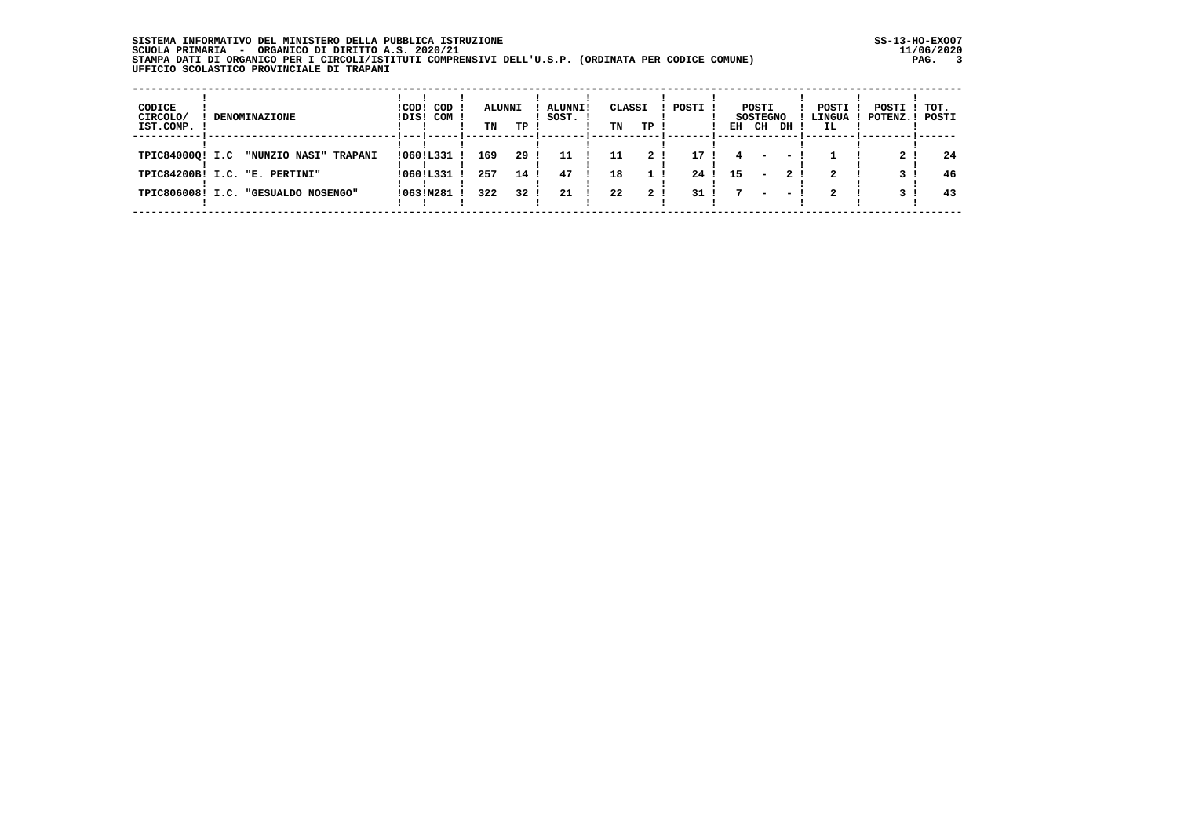**SISTEMA INFORMATIVO DEL MINISTERO DELLA PUBBLICA ISTRUZIONE**
**SCUOLA PRIMARIA - ORGANICO DI DIRITTO A.S. 2020/21**
**STAMPA DATI DI ORGANICO PER I CIRCOLI/ISTITUTI COMPRENSIVI DELL'U.S.P. (ORDINATA PER CODICE COMUNE)**
**UFFICIO SCOLASTICO PROVINCIALE DI TRAPANI**

SS-13-HO-EXO07
11/06/2020

| CODICE CIRCOLO/ IST.COMP. | DENOMINAZIONE | COD DIS | COD COM | ALUNNI | | ALUNNI SOST. | CLASSI | | POSTI | POSTI SOSTEGNO | | | POSTI LINGUA IL | POSTI POTENZ. | TOT. POSTI |
|---|---|---|---|---|---|---|---|---|---|---|---|---|---|---|---|
| | | | | TN | TP | | TN | TP | | EH | CH | DH | | | |
| TPIC84000Q | I.C "NUNZIO NASI" TRAPANI | 060 | L331 | 169 | 29 | 11 | 11 | 2 | 17 | 4 | - | - | 1 | 2 | 24 |
| TPIC84200B | I.C. "E. PERTINI" | 060 | L331 | 257 | 14 | 47 | 18 | 1 | 24 | 15 | - | 2 | 2 | 3 | 46 |
| TPIC806008 | I.C. "GESUALDO NOSENGO" | 063 | M281 | 322 | 32 | 21 | 22 | 2 | 31 | 7 | - | - | 2 | 3 | 43 |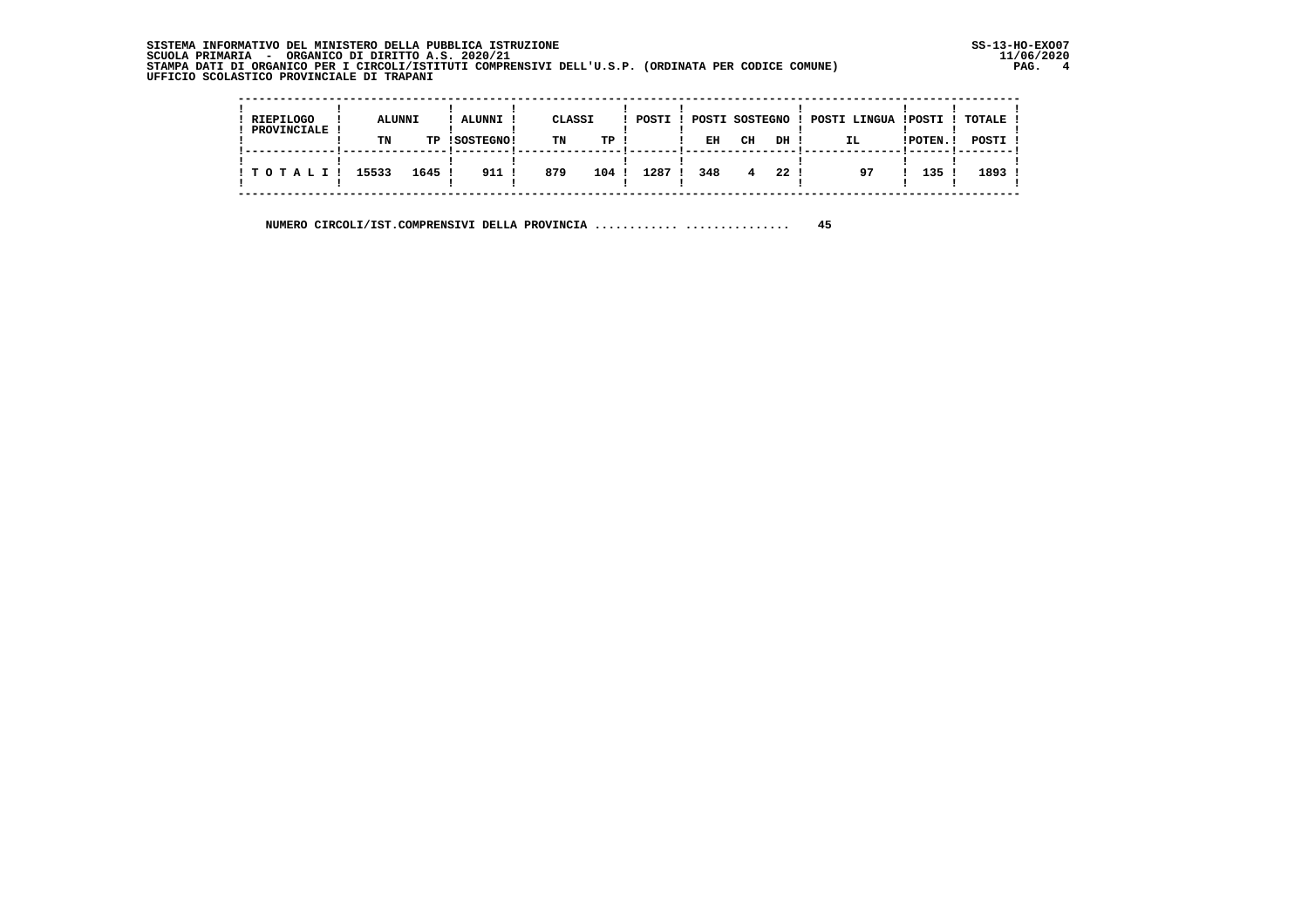SISTEMA INFORMATIVO DEL MINISTERO DELLA PUBBLICA ISTRUZIONE
SCUOLA PRIMARIA - ORGANICO DI DIRITTO A.S. 2020/21
STAMPA DATI DI ORGANICO PER I CIRCOLI/ISTITUTI COMPRENSIVI DELL'U.S.P. (ORDINATA PER CODICE COMUNE)
UFFICIO SCOLASTICO PROVINCIALE DI TRAPANI

| RIEPILOGO PROVINCIALE | ALUNNI | | ALUNNI | CLASSI | | POSTI | POSTI SOSTEGNO | | | POSTI LINGUA | POSTI | TOTALE |
|---|---|---|---|---|---|---|---|---|---|---|---|---|
| | TN | TP | SOSTEGNO | TN | TP | | EH | CH | DH | IL | POTEN. | POSTI |
| T O T A L I | 15533 | 1645 | 911 | 879 | 104 | 1287 | 348 | 4 | 22 | 97 | 135 | 1893 |

NUMERO CIRCOLI/IST.COMPRENSIVI DELLA PROVINCIA ............ ............... 45